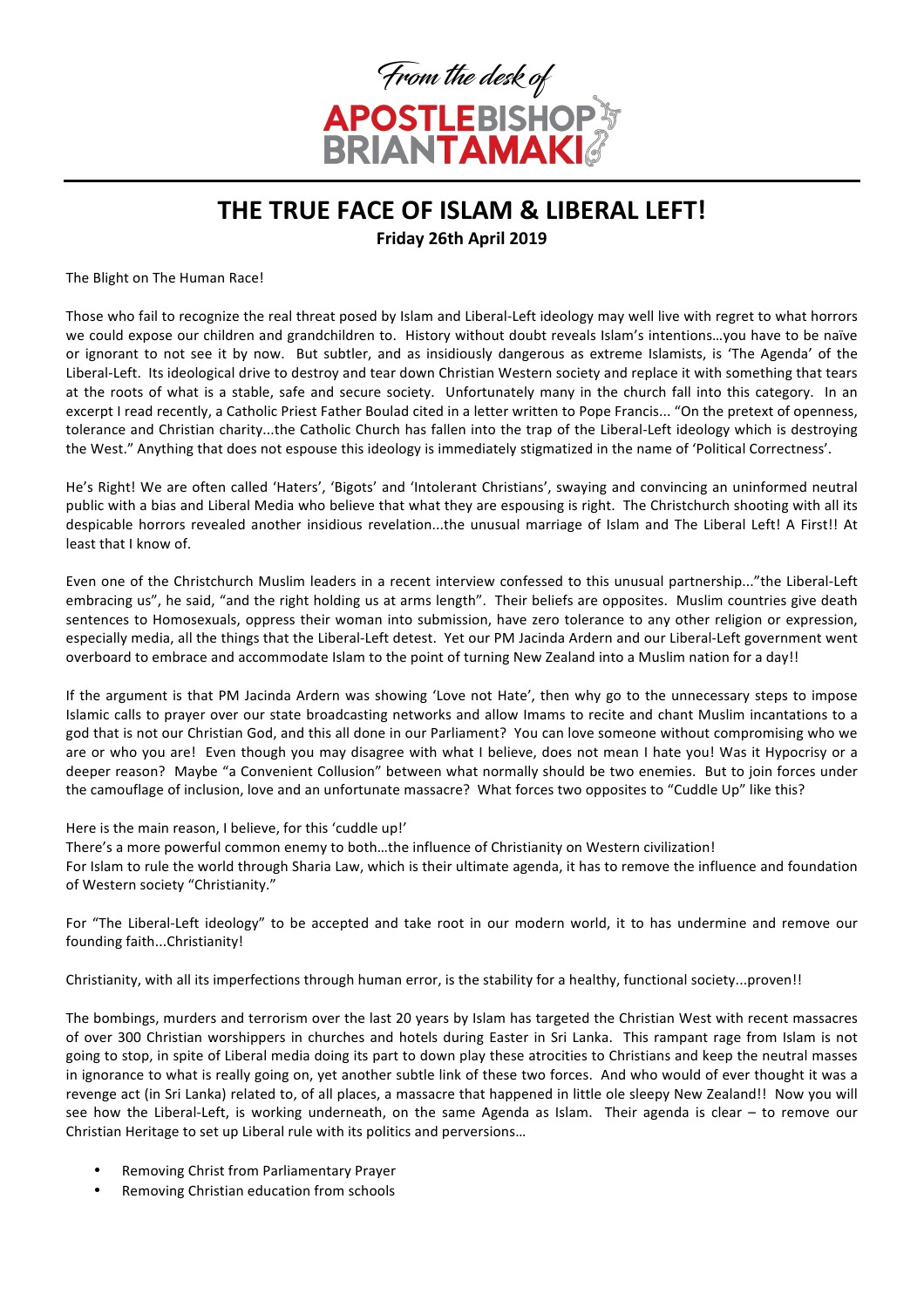From the desk of
**APOSTLEBISHOP BRIANTAMAKI**

# THE TRUE FACE OF ISLAM & LIBERAL LEFT!

**Friday 26th April 2019**

The Blight on The Human Race!

Those who fail to recognize the real threat posed by Islam and Liberal-Left ideology may well live with regret to what horrors we could expose our children and grandchildren to. History without doubt reveals Islam's intentions…you have to be naïve or ignorant to not see it by now. But subtler, and as insidiously dangerous as extreme Islamists, is 'The Agenda' of the Liberal-Left. Its ideological drive to destroy and tear down Christian Western society and replace it with something that tears at the roots of what is a stable, safe and secure society. Unfortunately many in the church fall into this category. In an excerpt I read recently, a Catholic Priest Father Boulad cited in a letter written to Pope Francis... "On the pretext of openness, tolerance and Christian charity...the Catholic Church has fallen into the trap of the Liberal-Left ideology which is destroying the West." Anything that does not espouse this ideology is immediately stigmatized in the name of 'Political Correctness'.

He's Right! We are often called 'Haters', 'Bigots' and 'Intolerant Christians', swaying and convincing an uninformed neutral public with a bias and Liberal Media who believe that what they are espousing is right. The Christchurch shooting with all its despicable horrors revealed another insidious revelation...the unusual marriage of Islam and The Liberal Left! A First!! At least that I know of.

Even one of the Christchurch Muslim leaders in a recent interview confessed to this unusual partnership..."the Liberal-Left embracing us", he said, "and the right holding us at arms length". Their beliefs are opposites. Muslim countries give death sentences to Homosexuals, oppress their woman into submission, have zero tolerance to any other religion or expression, especially media, all the things that the Liberal-Left detest. Yet our PM Jacinda Ardern and our Liberal-Left government went overboard to embrace and accommodate Islam to the point of turning New Zealand into a Muslim nation for a day!!

If the argument is that PM Jacinda Ardern was showing 'Love not Hate', then why go to the unnecessary steps to impose Islamic calls to prayer over our state broadcasting networks and allow Imams to recite and chant Muslim incantations to a god that is not our Christian God, and this all done in our Parliament? You can love someone without compromising who we are or who you are! Even though you may disagree with what I believe, does not mean I hate you! Was it Hypocrisy or a deeper reason? Maybe "a Convenient Collusion" between what normally should be two enemies. But to join forces under the camouflage of inclusion, love and an unfortunate massacre? What forces two opposites to "Cuddle Up" like this?

Here is the main reason, I believe, for this 'cuddle up!'
There's a more powerful common enemy to both…the influence of Christianity on Western civilization!
For Islam to rule the world through Sharia Law, which is their ultimate agenda, it has to remove the influence and foundation of Western society "Christianity."

For "The Liberal-Left ideology" to be accepted and take root in our modern world, it to has undermine and remove our founding faith...Christianity!

Christianity, with all its imperfections through human error, is the stability for a healthy, functional society...proven!!

The bombings, murders and terrorism over the last 20 years by Islam has targeted the Christian West with recent massacres of over 300 Christian worshippers in churches and hotels during Easter in Sri Lanka. This rampant rage from Islam is not going to stop, in spite of Liberal media doing its part to down play these atrocities to Christians and keep the neutral masses in ignorance to what is really going on, yet another subtle link of these two forces. And who would of ever thought it was a revenge act (in Sri Lanka) related to, of all places, a massacre that happened in little ole sleepy New Zealand!! Now you will see how the Liberal-Left, is working underneath, on the same Agenda as Islam. Their agenda is clear – to remove our Christian Heritage to set up Liberal rule with its politics and perversions…

- Removing Christ from Parliamentary Prayer
- Removing Christian education from schools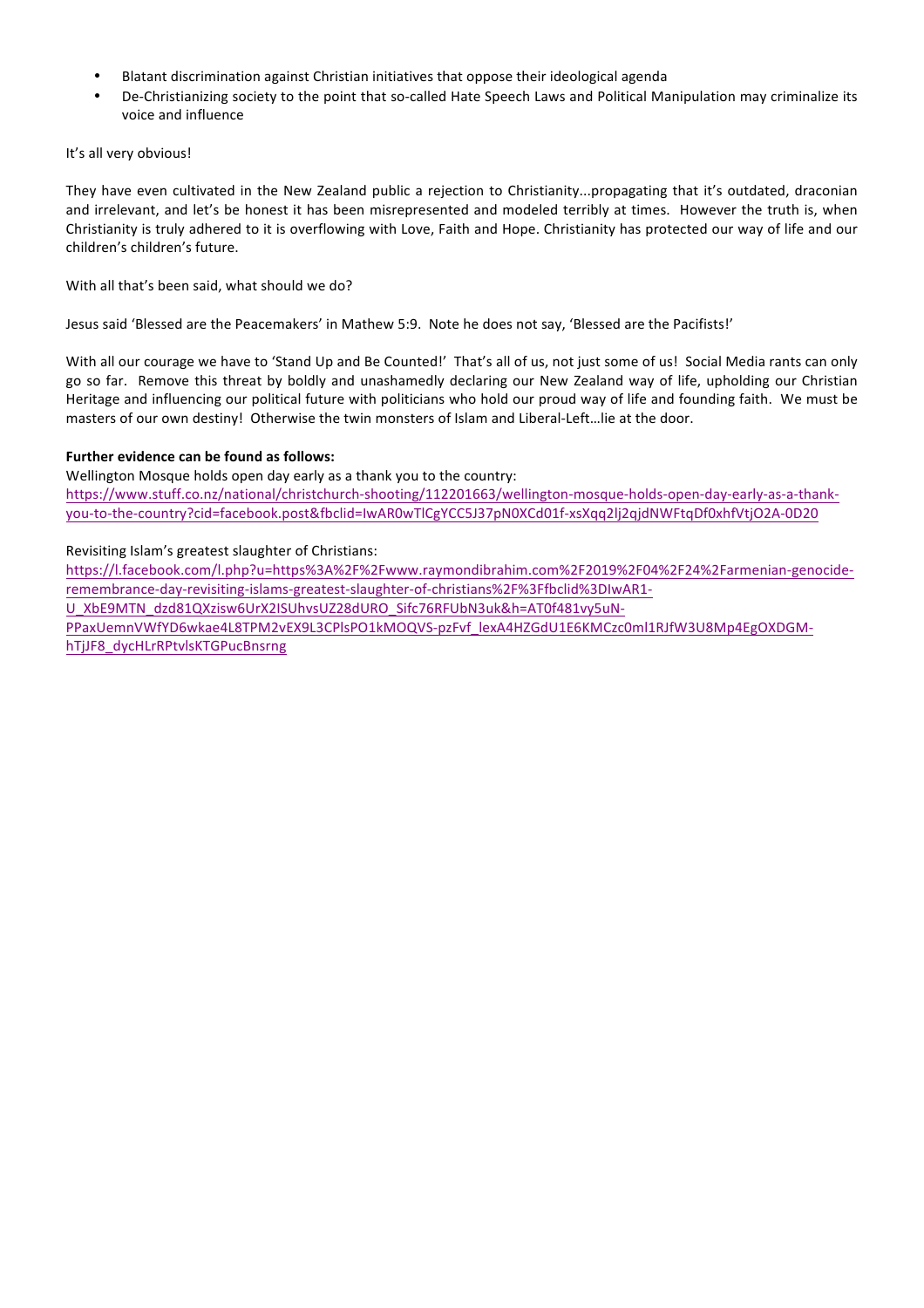- Blatant discrimination against Christian initiatives that oppose their ideological agenda
- De-Christianizing society to the point that so-called Hate Speech Laws and Political Manipulation may criminalize its voice and influence

It's all very obvious!

They have even cultivated in the New Zealand public a rejection to Christianity...propagating that it's outdated, draconian and irrelevant, and let's be honest it has been misrepresented and modeled terribly at times. However the truth is, when Christianity is truly adhered to it is overflowing with Love, Faith and Hope. Christianity has protected our way of life and our children's children's future.

With all that's been said, what should we do?

Jesus said 'Blessed are the Peacemakers' in Mathew 5:9. Note he does not say, 'Blessed are the Pacifists!'

With all our courage we have to 'Stand Up and Be Counted!' That's all of us, not just some of us! Social Media rants can only go so far. Remove this threat by boldly and unashamedly declaring our New Zealand way of life, upholding our Christian Heritage and influencing our political future with politicians who hold our proud way of life and founding faith. We must be masters of our own destiny! Otherwise the twin monsters of Islam and Liberal-Left…lie at the door.

**Further evidence can be found as follows:**

Wellington Mosque holds open day early as a thank you to the country:
https://www.stuff.co.nz/national/christchurch-shooting/112201663/wellington-mosque-holds-open-day-early-as-a-thank-you-to-the-country?cid=facebook.post&fbclid=IwAR0wTlCgYCC5J37pN0XCd01f-xsXqq2lj2qjdNWFtqDf0xhfVtjO2A-0D20

Revisiting Islam's greatest slaughter of Christians:
https://l.facebook.com/l.php?u=https%3A%2F%2Fwww.raymondibrahim.com%2F2019%2F04%2F24%2Farmenian-genocide-remembrance-day-revisiting-islams-greatest-slaughter-of-christians%2F%3Ffbclid%3DIwAR1-U_XbE9MTN_dzd81QXzisw6UrX2ISUhvsUZ28dURO_Sifc76RFUbN3uk&h=AT0f481vy5uN-PPaxUemnVWfYD6wkae4L8TPM2vEX9L3CPlsPO1kMOQVS-pzFvf_lexA4HZGdU1E6KMCzc0ml1RJfW3U8Mp4EgOXDGM-hTjJF8_dycHLrRPtvlsKTGPucBnsrng